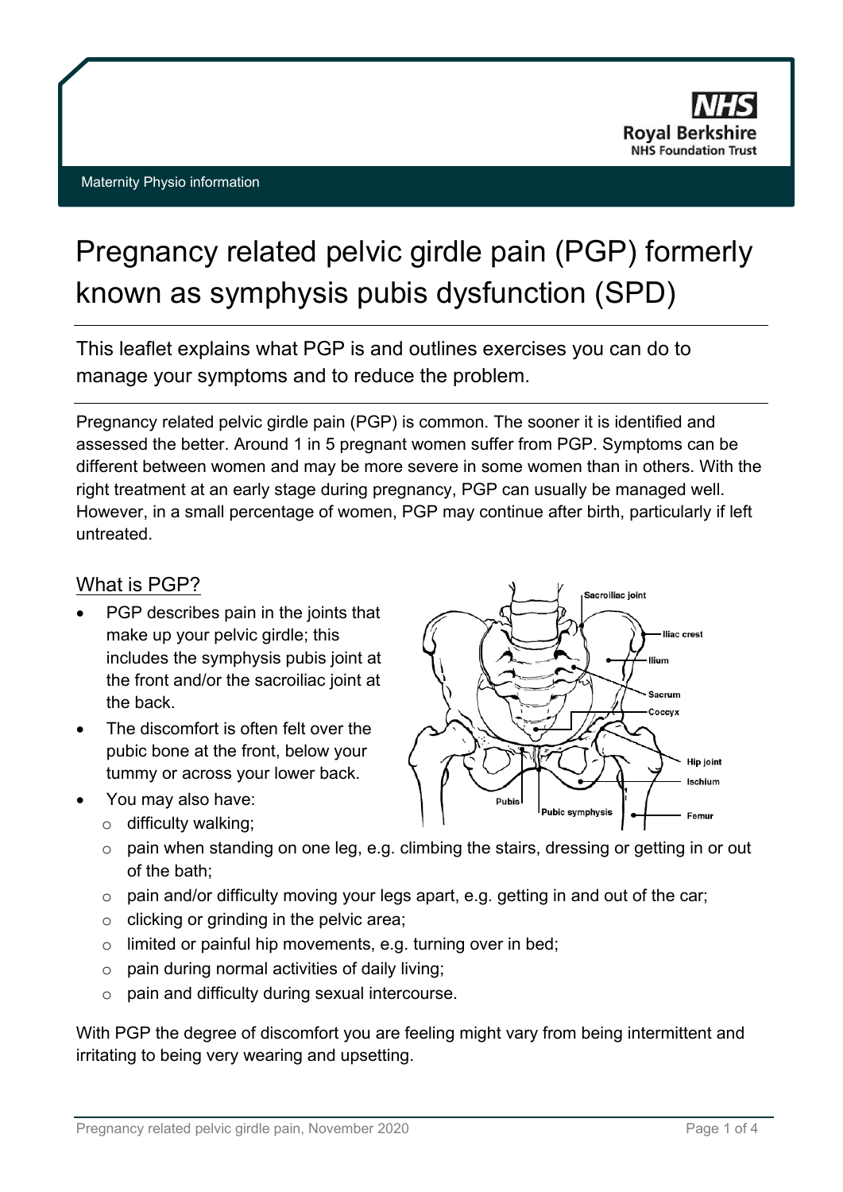Maternity Physio information

# Pregnancy related pelvic girdle pain (PGP) formerly known as symphysis pubis dysfunction (SPD)

This leaflet explains what PGP is and outlines exercises you can do to manage your symptoms and to reduce the problem.

Pregnancy related pelvic girdle pain (PGP) is common. The sooner it is identified and assessed the better. Around 1 in 5 pregnant women suffer from PGP. Symptoms can be different between women and may be more severe in some women than in others. With the right treatment at an early stage during pregnancy, PGP can usually be managed well. However, in a small percentage of women, PGP may continue after birth, particularly if left untreated.

## What is PGP?

- PGP describes pain in the joints that make up your pelvic girdle; this includes the symphysis pubis joint at the front and/or the sacroiliac joint at the back.
- The discomfort is often felt over the pubic bone at the front, below your tummy or across your lower back.
- You may also have:
  - difficulty walking;
  - pain when standing on one leg, e.g. climbing the stairs, dressing or getting in or out of the bath;
  - pain and/or difficulty moving your legs apart, e.g. getting in and out of the car;
  - clicking or grinding in the pelvic area;
  - limited or painful hip movements, e.g. turning over in bed;
  - pain during normal activities of daily living;
  - pain and difficulty during sexual intercourse.

With PGP the degree of discomfort you are feeling might vary from being intermittent and irritating to being very wearing and upsetting.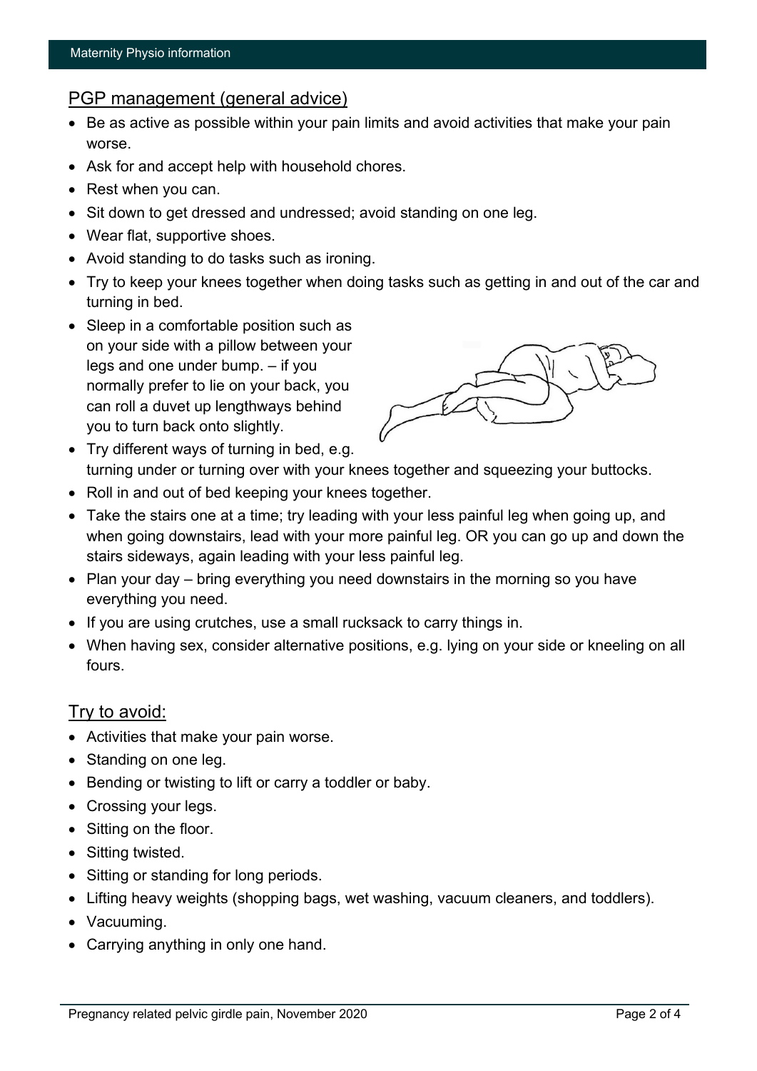## PGP management (general advice)

- Be as active as possible within your pain limits and avoid activities that make your pain worse.
- Ask for and accept help with household chores.
- Rest when you can.
- Sit down to get dressed and undressed; avoid standing on one leg.
- Wear flat, supportive shoes.
- Avoid standing to do tasks such as ironing.
- Try to keep your knees together when doing tasks such as getting in and out of the car and turning in bed.
- Sleep in a comfortable position such as on your side with a pillow between your legs and one under bump. – if you normally prefer to lie on your back, you can roll a duvet up lengthways behind you to turn back onto slightly.
- Try different ways of turning in bed, e.g. turning under or turning over with your knees together and squeezing your buttocks.
- Roll in and out of bed keeping your knees together.
- Take the stairs one at a time; try leading with your less painful leg when going up, and when going downstairs, lead with your more painful leg. OR you can go up and down the stairs sideways, again leading with your less painful leg.
- Plan your day – bring everything you need downstairs in the morning so you have everything you need.
- If you are using crutches, use a small rucksack to carry things in.
- When having sex, consider alternative positions, e.g. lying on your side or kneeling on all fours.

## Try to avoid:

- Activities that make your pain worse.
- Standing on one leg.
- Bending or twisting to lift or carry a toddler or baby.
- Crossing your legs.
- Sitting on the floor.
- Sitting twisted.
- Sitting or standing for long periods.
- Lifting heavy weights (shopping bags, wet washing, vacuum cleaners, and toddlers).
- Vacuuming.
- Carrying anything in only one hand.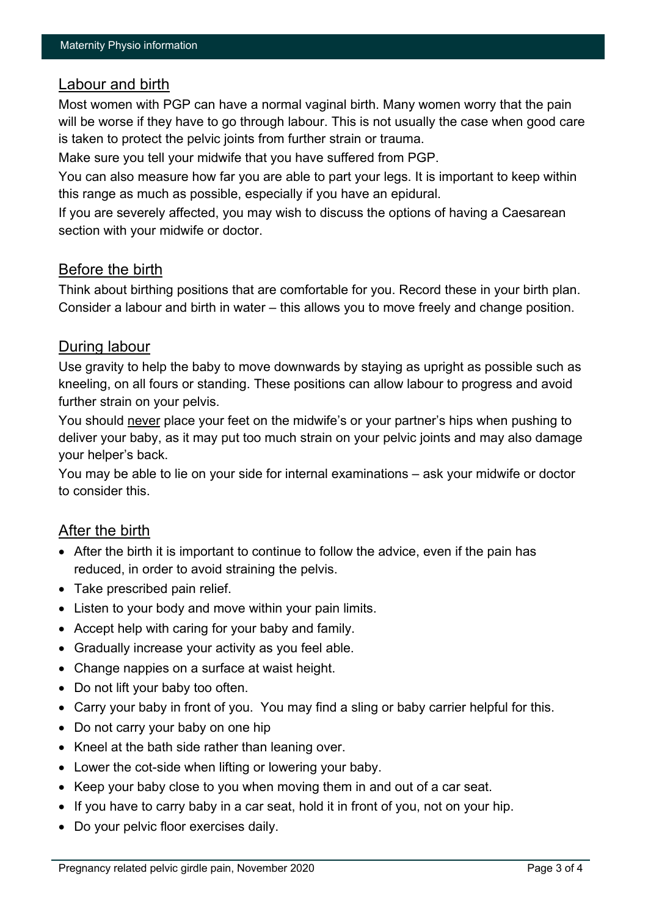## Labour and birth

Most women with PGP can have a normal vaginal birth. Many women worry that the pain will be worse if they have to go through labour. This is not usually the case when good care is taken to protect the pelvic joints from further strain or trauma.

Make sure you tell your midwife that you have suffered from PGP.

You can also measure how far you are able to part your legs. It is important to keep within this range as much as possible, especially if you have an epidural.

If you are severely affected, you may wish to discuss the options of having a Caesarean section with your midwife or doctor.

## Before the birth

Think about birthing positions that are comfortable for you. Record these in your birth plan. Consider a labour and birth in water – this allows you to move freely and change position.

## During labour

Use gravity to help the baby to move downwards by staying as upright as possible such as kneeling, on all fours or standing. These positions can allow labour to progress and avoid further strain on your pelvis.

You should never place your feet on the midwife's or your partner's hips when pushing to deliver your baby, as it may put too much strain on your pelvic joints and may also damage your helper's back.

You may be able to lie on your side for internal examinations – ask your midwife or doctor to consider this.

## After the birth

- After the birth it is important to continue to follow the advice, even if the pain has reduced, in order to avoid straining the pelvis.
- Take prescribed pain relief.
- Listen to your body and move within your pain limits.
- Accept help with caring for your baby and family.
- Gradually increase your activity as you feel able.
- Change nappies on a surface at waist height.
- Do not lift your baby too often.
- Carry your baby in front of you. You may find a sling or baby carrier helpful for this.
- Do not carry your baby on one hip
- Kneel at the bath side rather than leaning over.
- Lower the cot-side when lifting or lowering your baby.
- Keep your baby close to you when moving them in and out of a car seat.
- If you have to carry baby in a car seat, hold it in front of you, not on your hip.
- Do your pelvic floor exercises daily.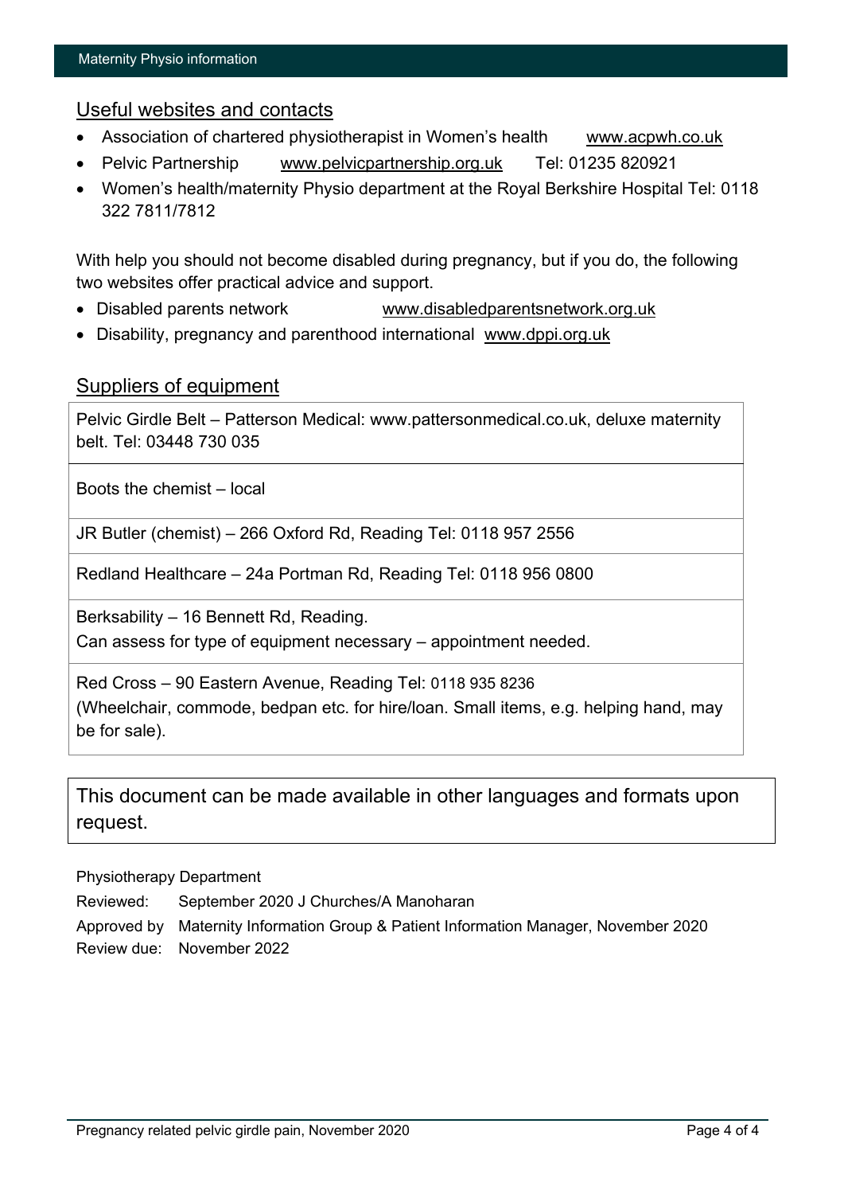## Useful websites and contacts

- Association of chartered physiotherapist in Women's health www.acpwh.co.uk
- Pelvic Partnership www.pelvicpartnership.org.uk Tel: 01235 820921
- Women's health/maternity Physio department at the Royal Berkshire Hospital Tel: 0118 322 7811/7812

With help you should not become disabled during pregnancy, but if you do, the following two websites offer practical advice and support.

- Disabled parents network www.disabledparentsnetwork.org.uk
- Disability, pregnancy and parenthood international www.dppi.org.uk

## Suppliers of equipment

| |
|---|
| Pelvic Girdle Belt – Patterson Medical: www.pattersonmedical.co.uk, deluxe maternity belt. Tel: 03448 730 035 |
| Boots the chemist – local |
| JR Butler (chemist) – 266 Oxford Rd, Reading Tel: 0118 957 2556 |
| Redland Healthcare – 24a Portman Rd, Reading Tel: 0118 956 0800 |
| Berksability – 16 Bennett Rd, Reading.<br>Can assess for type of equipment necessary – appointment needed. |
| Red Cross – 90 Eastern Avenue, Reading Tel: 0118 935 8236<br>(Wheelchair, commode, bedpan etc. for hire/loan. Small items, e.g. helping hand, may be for sale). |

This document can be made available in other languages and formats upon request.

Physiotherapy Department

Reviewed: September 2020 J Churches/A Manoharan

Approved by Maternity Information Group & Patient Information Manager, November 2020

Review due: November 2022